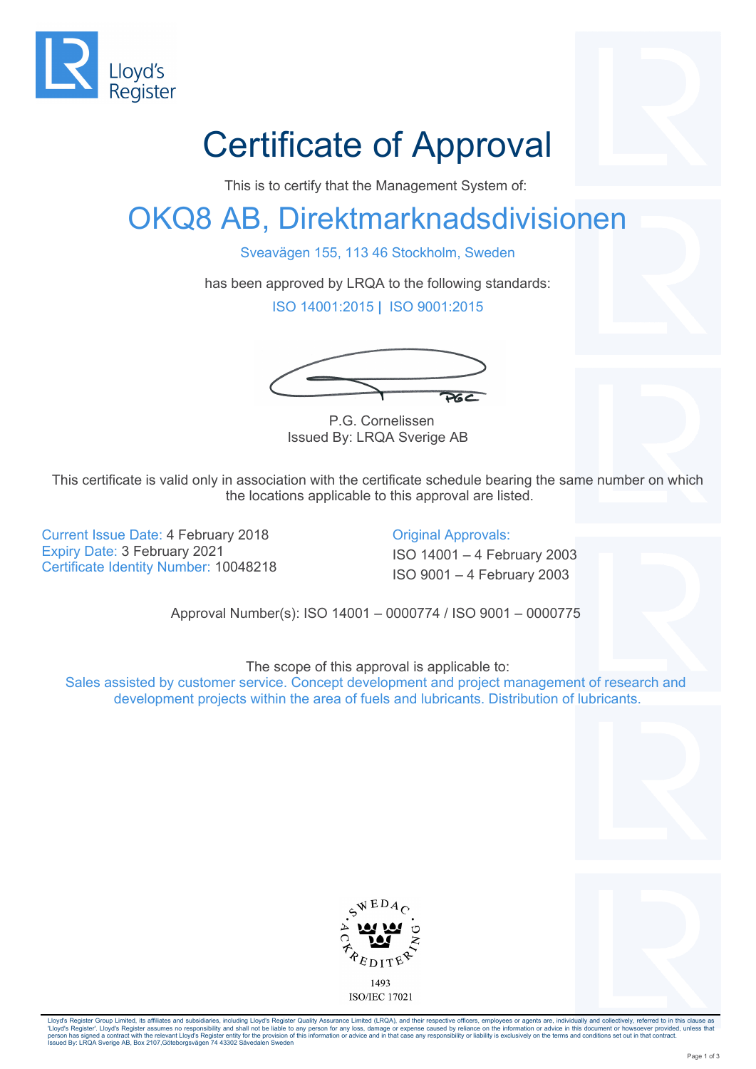Lloyd's Register

# Certificate of Approval

This is to certify that the Management System of:

## OKQ8 AB, Direktmarknadsdivisionen

Sveavägen 155, 113 46 Stockholm, Sweden

has been approved by LRQA to the following standards:

ISO 14001:2015 | ISO 9001:2015

P.G. Cornelissen
Issued By: LRQA Sverige AB

This certificate is valid only in association with the certificate schedule bearing the same number on which the locations applicable to this approval are listed.

Current Issue Date: 4 February 2018
Expiry Date: 3 February 2021
Certificate Identity Number: 10048218

Original Approvals:
ISO 14001 – 4 February 2003
ISO 9001 – 4 February 2003

Approval Number(s): ISO 14001 – 0000774 / ISO 9001 – 0000775

The scope of this approval is applicable to:
Sales assisted by customer service. Concept development and project management of research and development projects within the area of fuels and lubricants. Distribution of lubricants.

SWEDAC ACKREDITERING
1493
ISO/IEC 17021

Lloyd's Register Group Limited, its affiliates and subsidiaries, including Lloyd's Register Quality Assurance Limited (LRQA), and their respective officers, employees or agents are, individually and collectively, referred to in this clause as 'Lloyd's Register'. Lloyd's Register assumes no responsibility and shall not be liable to any person for any loss, damage or expense caused by reliance on the information or advice in this document or howsoever provided, unless that person has signed a contract with the relevant Lloyd's Register entity for the provision of this information or advice and in that case any responsibility or liability is exclusively on the terms and conditions set out in that contract.
Issued By: LRQA Sverige AB, Box 2107,Göteborgsvägen 74 43302 Sävedalen Sweden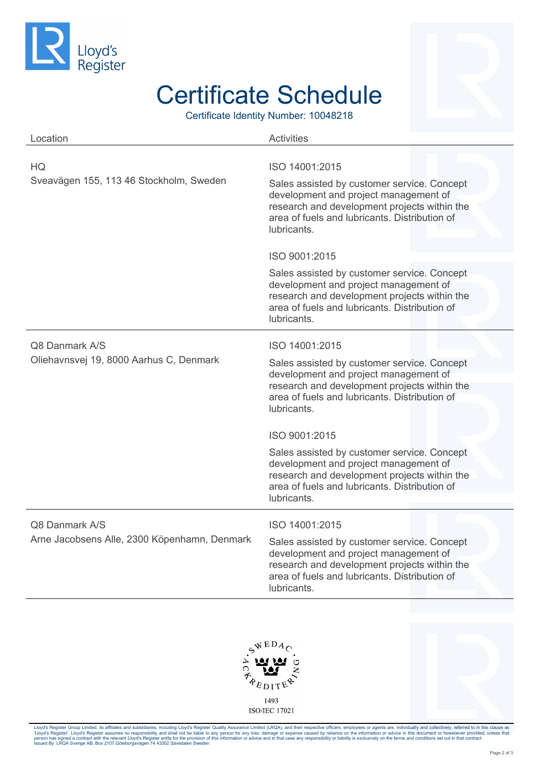# Certificate Schedule

Certificate Identity Number: 10048218

| Location | Activities |
| --- | --- |
| HQ<br>Sveavägen 155, 113 46 Stockholm, Sweden | ISO 14001:2015<br>Sales assisted by customer service. Concept development and project management of research and development projects within the area of fuels and lubricants. Distribution of lubricants.<br><br>ISO 9001:2015<br>Sales assisted by customer service. Concept development and project management of research and development projects within the area of fuels and lubricants. Distribution of lubricants. |
| Q8 Danmark A/S<br>Oliehavnsvej 19, 8000 Aarhus C, Denmark | ISO 14001:2015<br>Sales assisted by customer service. Concept development and project management of research and development projects within the area of fuels and lubricants. Distribution of lubricants.<br><br>ISO 9001:2015<br>Sales assisted by customer service. Concept development and project management of research and development projects within the area of fuels and lubricants. Distribution of lubricants. |
| Q8 Danmark A/S<br>Arne Jacobsens Alle, 2300 Köpenhamn, Denmark | ISO 14001:2015<br>Sales assisted by customer service. Concept development and project management of research and development projects within the area of fuels and lubricants. Distribution of lubricants. |

SWEDAC ACKREDITERING
1493
ISO/IEC 17021

Lloyd's Register Group Limited, its affiliates and subsidiaries, including Lloyd's Register Quality Assurance Limited (LRQA), and their respective officers, employees or agents are, individually and collectively, referred to in this clause as 'Lloyd's Register'. Lloyd's Register assumes no responsibility and shall not be liable to any person for any loss, damage or expense caused by reliance on the information or advice in this document or howsoever provided, unless that person has signed a contract with the relevant Lloyd's Register entity for the provision of this information or advice and in that case any responsibility or liability is exclusively on the terms and conditions set out in that contract.
Issued By: LRQA Sverige AB, Box 2107,Göteborgsvägen 74 43302 Sävedalen Sweden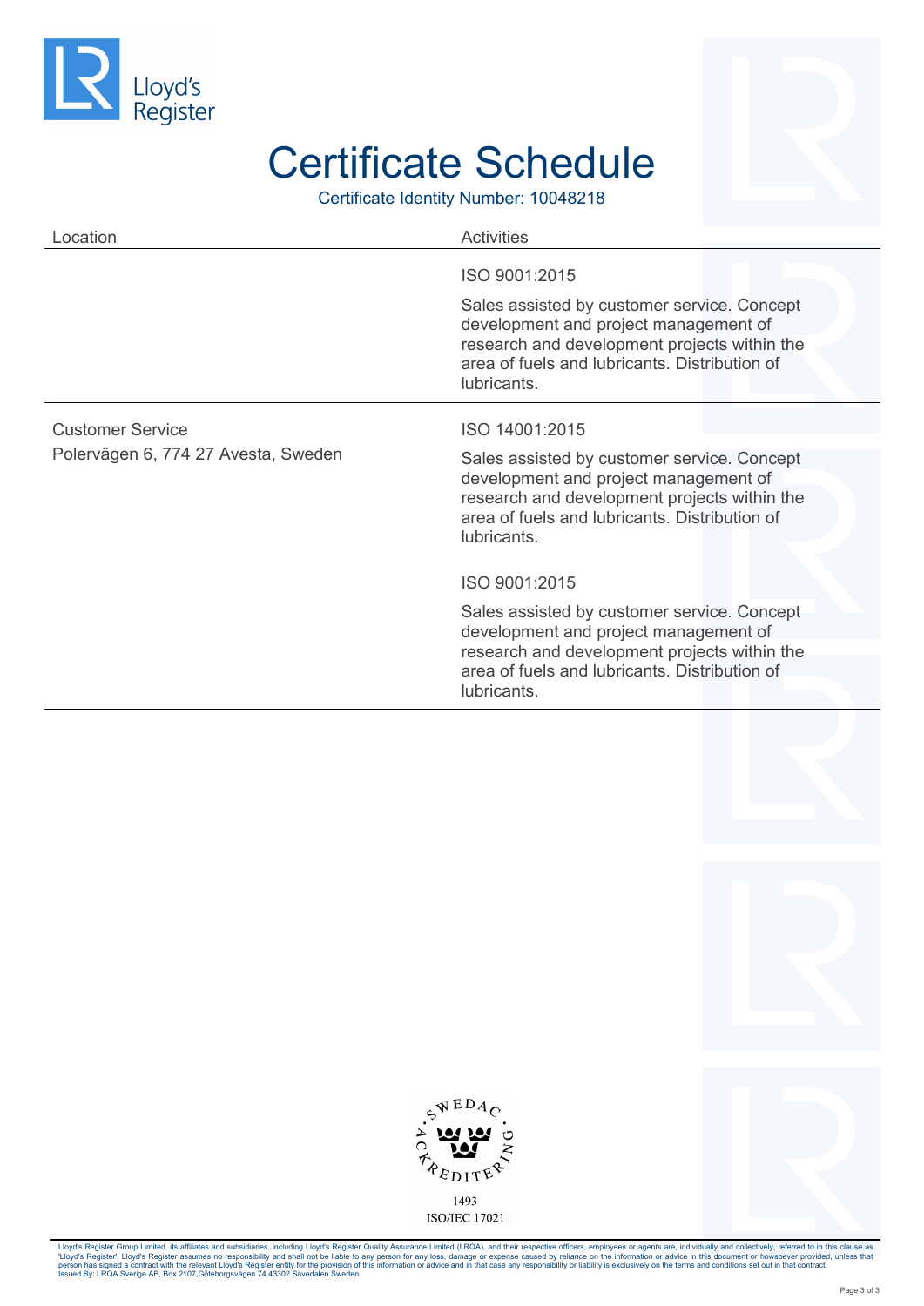# Certificate Schedule

Certificate Identity Number: 10048218

| Location | Activities |
|---|---|
| | ISO 9001:2015<br><br>Sales assisted by customer service. Concept development and project management of research and development projects within the area of fuels and lubricants. Distribution of lubricants. |
| Customer Service<br><br>Polervägen 6, 774 27 Avesta, Sweden | ISO 14001:2015<br><br>Sales assisted by customer service. Concept development and project management of research and development projects within the area of fuels and lubricants. Distribution of lubricants.<br><br>ISO 9001:2015<br><br>Sales assisted by customer service. Concept development and project management of research and development projects within the area of fuels and lubricants. Distribution of lubricants. |

SWEDAC ACKREDITERING

1493

ISO/IEC 17021

Lloyd's Register Group Limited, its affiliates and subsidiaries, including Lloyd's Register Quality Assurance Limited (LRQA), and their respective officers, employees or agents are, individually and collectively, referred to in this clause as 'Lloyd's Register'. Lloyd's Register assumes no responsibility and shall not be liable to any person for any loss, damage or expense caused by reliance on the information or advice in this document or howsoever provided, unless that person has signed a contract with the relevant Lloyd's Register entity for the provision of this information or advice and in that case any responsibility or liability is exclusively on the terms and conditions set out in that contract.
Issued By: LRQA Sverige AB, Box 2107,Göteborgsvägen 74 43302 Sävedalen Sweden